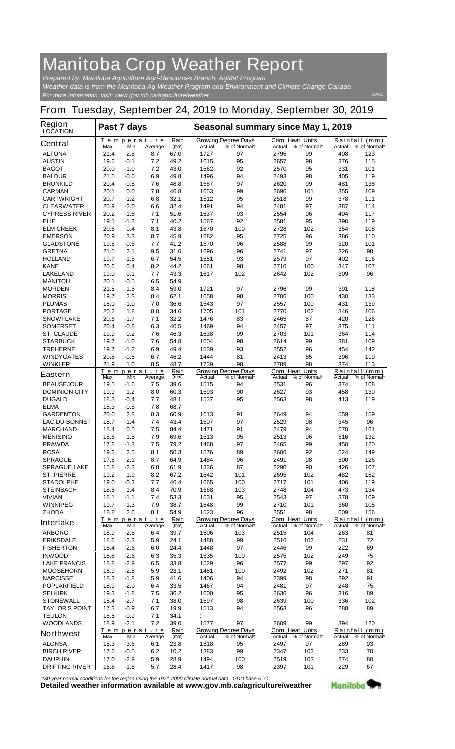# Manitoba Crop Weather Report

*Prepared by: Manitoba Agriculture Agri-Resources Branch, AgMet Program*
*Weather data is from the Manitoba Ag-Weather Program and Environment and Climate Change Canada*
*For more information, visit: www.gov.mb.ca/agriculture/weather*

10-01

## From Tuesday, September 24, 2019 to Monday, September 30, 2019

| Region LOCATION | Past 7 days | | | | Seasonal summary since May 1, 2019 | | | | | |
|---|---|---|---|---|---|---|---|---|---|---|
| | Temperature | | | Rain | Growing Degree Days | | Corn Heat Units | | Rainfall (mm) | |
| **Central** | Max | Min | Average | (mm) | Actual | % of Normal* | Actual | % of Normal* | Actual | % of Normal* |
| ALTONA | 21.4 | 2.8 | 8.7 | 67.0 | 1727 | 97 | 2795 | 99 | 408 | 123 |
| AUSTIN | 19.6 | -0.1 | 7.2 | 49.2 | 1615 | 95 | 2657 | 98 | 376 | 115 |
| BAGOT | 20.0 | -1.0 | 7.2 | 43.0 | 1562 | 92 | 2570 | 95 | 331 | 101 |
| BALDUR | 21.5 | -0.6 | 6.9 | 49.8 | 1496 | 94 | 2493 | 98 | 405 | 119 |
| BRUNKILD | 20.4 | -0.5 | 7.6 | 48.8 | 1587 | 97 | 2620 | 99 | 481 | 138 |
| CARMAN | 20.1 | 0.0 | 7.8 | 46.8 | 1653 | 99 | 2696 | 101 | 355 | 109 |
| CARTWRIGHT | 20.7 | -1.2 | 6.8 | 32.1 | 1512 | 95 | 2518 | 99 | 378 | 111 |
| CLEARWATER | 20.9 | -2.0 | 6.6 | 32.4 | 1491 | 94 | 2481 | 97 | 387 | 114 |
| CYPRESS RIVER | 20.2 | -1.6 | 7.1 | 51.6 | 1537 | 93 | 2554 | 96 | 404 | 117 |
| ELIE | 19.1 | -1.3 | 7.1 | 40.2 | 1567 | 92 | 2581 | 95 | 390 | 119 |
| ELM CREEK | 20.6 | 0.4 | 8.1 | 43.8 | 1670 | 100 | 2728 | 102 | 354 | 108 |
| EMERSON | 20.9 | 3.3 | 8.7 | 45.9 | 1682 | 95 | 2725 | 96 | 386 | 110 |
| GLADSTONE | 19.5 | -0.6 | 7.7 | 41.2 | 1570 | 96 | 2588 | 99 | 320 | 101 |
| GRETNA | 21.5 | 2.1 | 9.5 | 31.6 | 1696 | 96 | 2741 | 97 | 326 | 98 |
| HOLLAND | 19.7 | -1.5 | 6.7 | 54.5 | 1551 | 93 | 2579 | 97 | 402 | 116 |
| KANE | 20.6 | 0.4 | 8.2 | 44.2 | 1661 | 98 | 2710 | 100 | 347 | 107 |
| LAKELAND | 19.0 | 0.1 | 7.7 | 43.3 | 1617 | 102 | 2642 | 102 | 309 | 96 |
| MANITOU | 20.1 | -0.5 | 6.5 | 54.9 | | | | | | |
| MORDEN | 21.5 | 1.5 | 8.4 | 59.0 | 1721 | 97 | 2796 | 99 | 391 | 118 |
| MORRIS | 19.7 | 2.3 | 8.4 | 62.1 | 1658 | 98 | 2706 | 100 | 430 | 133 |
| PLUMAS | 18.0 | -1.0 | 7.0 | 36.6 | 1543 | 97 | 2557 | 100 | 431 | 139 |
| PORTAGE | 20.2 | 1.8 | 8.0 | 34.6 | 1705 | 101 | 2770 | 102 | 346 | 106 |
| SNOWFLAKE | 20.6 | -1.7 | 7.1 | 32.2 | 1476 | 83 | 2465 | 87 | 420 | 126 |
| SOMERSET | 20.4 | -0.8 | 6.3 | 40.5 | 1469 | 94 | 2457 | 97 | 375 | 111 |
| ST. CLAUDE | 19.9 | 0.2 | 7.6 | 46.3 | 1638 | 99 | 2703 | 101 | 364 | 114 |
| STARBUCK | 19.7 | -1.0 | 7.6 | 54.8 | 1604 | 98 | 2614 | 99 | 381 | 109 |
| TREHERNE | 19.7 | -1.2 | 6.9 | 49.4 | 1539 | 93 | 2552 | 96 | 454 | 142 |
| WINDYGATES | 20.8 | -0.5 | 6.7 | 46.2 | 1444 | 81 | 2413 | 85 | 396 | 119 |
| WINKLER | 21.9 | 1.0 | 8.5 | 48.7 | 1739 | 98 | 2789 | 98 | 374 | 113 |
| **Eastern** | Max | Min | Average | (mm) | Actual | % of Normal* | Actual | % of Normal* | Actual | % of Normal* |
| BEAUSEJOUR | 19.5 | -1.6 | 7.5 | 39.6 | 1515 | 94 | 2531 | 96 | 374 | 108 |
| DOMINION CITY | 19.9 | 1.2 | 8.0 | 60.3 | 1593 | 90 | 2627 | 93 | 458 | 130 |
| DUGALD | 18.3 | -0.4 | 7.7 | 48.1 | 1537 | 95 | 2563 | 98 | 413 | 119 |
| ELMA | 18.3 | -0.5 | 7.8 | 68.7 | | | | | | |
| GARDENTON | 20.0 | 2.8 | 8.3 | 60.9 | 1613 | 91 | 2649 | 94 | 559 | 159 |
| LAC DU BONNET | 18.7 | -1.4 | 7.4 | 43.4 | 1507 | 97 | 2529 | 98 | 345 | 96 |
| MARCHAND | 18.4 | 0.5 | 7.5 | 84.4 | 1471 | 91 | 2479 | 94 | 570 | 161 |
| MENISINO | 18.6 | 1.5 | 7.9 | 69.6 | 1513 | 95 | 2513 | 96 | 516 | 132 |
| PRAWDA | 17.8 | -1.3 | 7.5 | 79.2 | 1468 | 97 | 2465 | 99 | 450 | 120 |
| ROSA | 19.2 | 2.5 | 8.1 | 50.3 | 1576 | 89 | 2606 | 92 | 524 | 149 |
| SPRAGUE | 17.5 | 2.1 | 8.7 | 64.9 | 1484 | 96 | 2491 | 98 | 500 | 126 |
| SPRAGUE LAKE | 15.8 | -2.3 | 6.8 | 61.9 | 1336 | 87 | 2290 | 90 | 426 | 107 |
| ST. PIERRE | 19.2 | 1.9 | 8.2 | 67.2 | 1642 | 101 | 2695 | 102 | 482 | 152 |
| STADOLPHE | 19.0 | -0.3 | 7.7 | 46.4 | 1665 | 100 | 2717 | 101 | 406 | 119 |
| STEINBACH | 18.5 | 1.4 | 8.4 | 70.9 | 1668 | 103 | 2748 | 104 | 473 | 134 |
| VIVIAN | 18.1 | -1.1 | 7.4 | 53.3 | 1531 | 95 | 2543 | 97 | 378 | 109 |
| WINNIPEG | 19.7 | -1.3 | 7.9 | 38.7 | 1648 | 99 | 2710 | 101 | 360 | 105 |
| ZHODA | 18.8 | 2.6 | 8.1 | 54.9 | 1523 | 96 | 2551 | 98 | 609 | 156 |
| **Interlake** | Max | Min | Average | (mm) | Actual | % of Normal* | Actual | % of Normal* | Actual | % of Normal* |
| ARBORG | 18.9 | -2.8 | 6.4 | 39.7 | 1506 | 103 | 2515 | 104 | 263 | 81 |
| ERIKSDALE | 18.6 | -2.3 | 5.9 | 24.1 | 1488 | 99 | 2516 | 102 | 231 | 72 |
| FISHERTON | 18.4 | -2.6 | 6.0 | 24.4 | 1448 | 97 | 2446 | 99 | 222 | 69 |
| INWOOD | 18.8 | -2.6 | 6.3 | 35.3 | 1535 | 100 | 2575 | 102 | 249 | 75 |
| LAKE FRANCIS | 18.8 | -2.9 | 6.5 | 33.8 | 1529 | 96 | 2577 | 99 | 297 | 92 |
| MOOSEHORN | 16.9 | -2.5 | 5.9 | 23.1 | 1481 | 100 | 2492 | 102 | 271 | 81 |
| NARCISSE | 18.3 | -1.8 | 5.9 | 41.6 | 1406 | 94 | 2399 | 98 | 292 | 91 |
| POPLARFIELD | 18.9 | -2.0 | 6.4 | 33.5 | 1467 | 94 | 2481 | 97 | 248 | 75 |
| SELKIRK | 19.3 | -1.8 | 7.5 | 36.2 | 1600 | 95 | 2636 | 96 | 316 | 89 |
| STONEWALL | 18.4 | -2.7 | 7.1 | 38.0 | 1597 | 98 | 2639 | 100 | 336 | 102 |
| TAYLOR'S POINT | 17.3 | -0.9 | 6.7 | 19.9 | 1513 | 94 | 2563 | 96 | 288 | 89 |
| TEULON | 18.5 | -0.9 | 7.1 | 34.1 | | | | | | |
| WOODLANDS | 18.9 | -2.1 | 7.2 | 39.0 | 1577 | 97 | 2609 | 99 | 394 | 120 |
| **Northwest** | Max | Min | Average | (mm) | Actual | % of Normal* | Actual | % of Normal* | Actual | % of Normal* |
| ALONSA | 18.3 | -3.6 | 6.1 | 23.8 | 1518 | 95 | 2497 | 97 | 289 | 93 |
| BIRCH RIVER | 17.6 | -0.5 | 6.2 | 10.2 | 1383 | 99 | 2347 | 102 | 233 | 70 |
| DAUPHIN | 17.0 | -2.9 | 5.9 | 28.9 | 1494 | 100 | 2519 | 103 | 274 | 80 |
| DRIFTING RIVER | 16.8 | -1.6 | 5.7 | 28.4 | 1417 | 98 | 2397 | 101 | 229 | 67 |

*30-year normal conditions for the region using the 1971-2000 climate normal data. GDD base 5 °C

**Detailed weather information available at www.gov.mb.ca/agriculture/weather**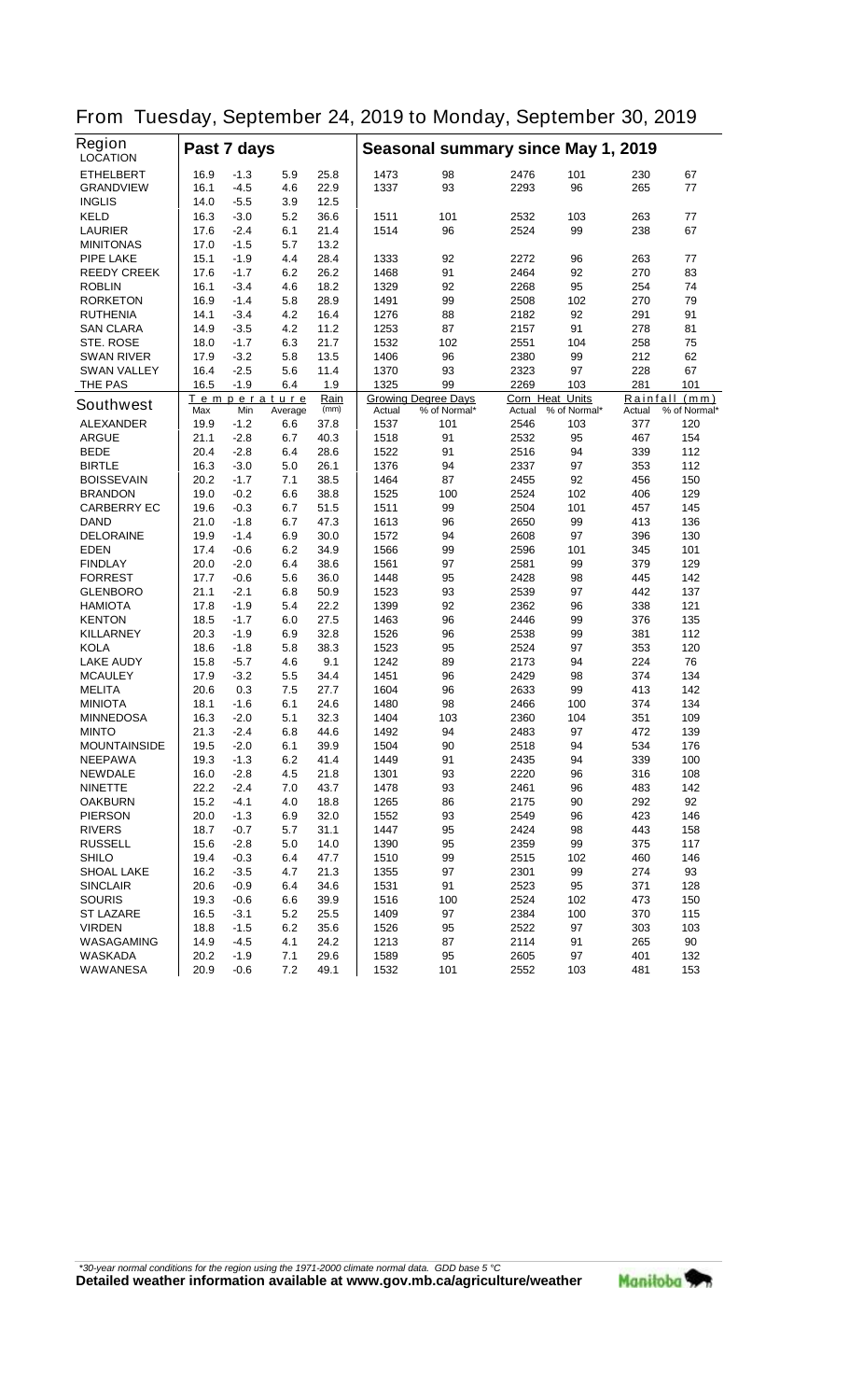# From Tuesday, September 24, 2019 to Monday, September 30, 2019

| Region LOCATION | Past 7 days | | | | Seasonal summary since May 1, 2019 | | | | | |
|---|---|---|---|---|---|---|---|---|---|---|
| ETHELBERT | 16.9 | -1.3 | 5.9 | 25.8 | 1473 | 98 | 2476 | 101 | 230 | 67 |
| GRANDVIEW | 16.1 | -4.5 | 4.6 | 22.9 | 1337 | 93 | 2293 | 96 | 265 | 77 |
| INGLIS | 14.0 | -5.5 | 3.9 | 12.5 | | | | | | |
| KELD | 16.3 | -3.0 | 5.2 | 36.6 | 1511 | 101 | 2532 | 103 | 263 | 77 |
| LAURIER | 17.6 | -2.4 | 6.1 | 21.4 | 1514 | 96 | 2524 | 99 | 238 | 67 |
| MINITONAS | 17.0 | -1.5 | 5.7 | 13.2 | | | | | | |
| PIPE LAKE | 15.1 | -1.9 | 4.4 | 28.4 | 1333 | 92 | 2272 | 96 | 263 | 77 |
| REEDY CREEK | 17.6 | -1.7 | 6.2 | 26.2 | 1468 | 91 | 2464 | 92 | 270 | 83 |
| ROBLIN | 16.1 | -3.4 | 4.6 | 18.2 | 1329 | 92 | 2268 | 95 | 254 | 74 |
| RORKETON | 16.9 | -1.4 | 5.8 | 28.9 | 1491 | 99 | 2508 | 102 | 270 | 79 |
| RUTHENIA | 14.1 | -3.4 | 4.2 | 16.4 | 1276 | 88 | 2182 | 92 | 291 | 91 |
| SAN CLARA | 14.9 | -3.5 | 4.2 | 11.2 | 1253 | 87 | 2157 | 91 | 278 | 81 |
| STE. ROSE | 18.0 | -1.7 | 6.3 | 21.7 | 1532 | 102 | 2551 | 104 | 258 | 75 |
| SWAN RIVER | 17.9 | -3.2 | 5.8 | 13.5 | 1406 | 96 | 2380 | 99 | 212 | 62 |
| SWAN VALLEY | 16.4 | -2.5 | 5.6 | 11.4 | 1370 | 93 | 2323 | 97 | 228 | 67 |
| THE PAS | 16.5 | -1.9 | 6.4 | 1.9 | 1325 | 99 | 2269 | 103 | 281 | 101 |
| **Southwest** | Temperature Max | Min | Average | Rain (mm) | Growing Degree Days Actual | % of Normal* | Corn Heat Units Actual | % of Normal* | Rainfall (mm) Actual | % of Normal* |
| ALEXANDER | 19.9 | -1.2 | 6.6 | 37.8 | 1537 | 101 | 2546 | 103 | 377 | 120 |
| ARGUE | 21.1 | -2.8 | 6.7 | 40.3 | 1518 | 91 | 2532 | 95 | 467 | 154 |
| BEDE | 20.4 | -2.8 | 6.4 | 28.6 | 1522 | 91 | 2516 | 94 | 339 | 112 |
| BIRTLE | 16.3 | -3.0 | 5.0 | 26.1 | 1376 | 94 | 2337 | 97 | 353 | 112 |
| BOISSEVAIN | 20.2 | -1.7 | 7.1 | 38.5 | 1464 | 87 | 2455 | 92 | 456 | 150 |
| BRANDON | 19.0 | -0.2 | 6.6 | 38.8 | 1525 | 100 | 2524 | 102 | 406 | 129 |
| CARBERRY EC | 19.6 | -0.3 | 6.7 | 51.5 | 1511 | 99 | 2504 | 101 | 457 | 145 |
| DAND | 21.0 | -1.8 | 6.7 | 47.3 | 1613 | 96 | 2650 | 99 | 413 | 136 |
| DELORAINE | 19.9 | -1.4 | 6.9 | 30.0 | 1572 | 94 | 2608 | 97 | 396 | 130 |
| EDEN | 17.4 | -0.6 | 6.2 | 34.9 | 1566 | 99 | 2596 | 101 | 345 | 101 |
| FINDLAY | 20.0 | -2.0 | 6.4 | 38.6 | 1561 | 97 | 2581 | 99 | 379 | 129 |
| FORREST | 17.7 | -0.6 | 5.6 | 36.0 | 1448 | 95 | 2428 | 98 | 445 | 142 |
| GLENBORO | 21.1 | -2.1 | 6.8 | 50.9 | 1523 | 93 | 2539 | 97 | 442 | 137 |
| HAMIOTA | 17.8 | -1.9 | 5.4 | 22.2 | 1399 | 92 | 2362 | 96 | 338 | 121 |
| KENTON | 18.5 | -1.7 | 6.0 | 27.5 | 1463 | 96 | 2446 | 99 | 376 | 135 |
| KILLARNEY | 20.3 | -1.9 | 6.9 | 32.8 | 1526 | 96 | 2538 | 99 | 381 | 112 |
| KOLA | 18.6 | -1.8 | 5.8 | 38.3 | 1523 | 95 | 2524 | 97 | 353 | 120 |
| LAKE AUDY | 15.8 | -5.7 | 4.6 | 9.1 | 1242 | 89 | 2173 | 94 | 224 | 76 |
| MCAULEY | 17.9 | -3.2 | 5.5 | 34.4 | 1451 | 96 | 2429 | 98 | 374 | 134 |
| MELITA | 20.6 | 0.3 | 7.5 | 27.7 | 1604 | 96 | 2633 | 99 | 413 | 142 |
| MINIOTA | 18.1 | -1.6 | 6.1 | 24.6 | 1480 | 98 | 2466 | 100 | 374 | 134 |
| MINNEDOSA | 16.3 | -2.0 | 5.1 | 32.3 | 1404 | 103 | 2360 | 104 | 351 | 109 |
| MINTO | 21.3 | -2.4 | 6.8 | 44.6 | 1492 | 94 | 2483 | 97 | 472 | 139 |
| MOUNTAINSIDE | 19.5 | -2.0 | 6.1 | 39.9 | 1504 | 90 | 2518 | 94 | 534 | 176 |
| NEEPAWA | 19.3 | -1.3 | 6.2 | 41.4 | 1449 | 91 | 2435 | 94 | 339 | 100 |
| NEWDALE | 16.0 | -2.8 | 4.5 | 21.8 | 1301 | 93 | 2220 | 96 | 316 | 108 |
| NINETTE | 22.2 | -2.4 | 7.0 | 43.7 | 1478 | 93 | 2461 | 96 | 483 | 142 |
| OAKBURN | 15.2 | -4.1 | 4.0 | 18.8 | 1265 | 86 | 2175 | 90 | 292 | 92 |
| PIERSON | 20.0 | -1.3 | 6.9 | 32.0 | 1552 | 93 | 2549 | 96 | 423 | 146 |
| RIVERS | 18.7 | -0.7 | 5.7 | 31.1 | 1447 | 95 | 2424 | 98 | 443 | 158 |
| RUSSELL | 15.6 | -2.8 | 5.0 | 14.0 | 1390 | 95 | 2359 | 99 | 375 | 117 |
| SHILO | 19.4 | -0.3 | 6.4 | 47.7 | 1510 | 99 | 2515 | 102 | 460 | 146 |
| SHOAL LAKE | 16.2 | -3.5 | 4.7 | 21.3 | 1355 | 97 | 2301 | 99 | 274 | 93 |
| SINCLAIR | 20.6 | -0.9 | 6.4 | 34.6 | 1531 | 91 | 2523 | 95 | 371 | 128 |
| SOURIS | 19.3 | -0.6 | 6.6 | 39.9 | 1516 | 100 | 2524 | 102 | 473 | 150 |
| ST LAZARE | 16.5 | -3.1 | 5.2 | 25.5 | 1409 | 97 | 2384 | 100 | 370 | 115 |
| VIRDEN | 18.8 | -1.5 | 6.2 | 35.6 | 1526 | 95 | 2522 | 97 | 303 | 103 |
| WASAGAMING | 14.9 | -4.5 | 4.1 | 24.2 | 1213 | 87 | 2114 | 91 | 265 | 90 |
| WASKADA | 20.2 | -1.9 | 7.1 | 29.6 | 1589 | 95 | 2605 | 97 | 401 | 132 |
| WAWANESA | 20.9 | -0.6 | 7.2 | 49.1 | 1532 | 101 | 2552 | 103 | 481 | 153 |

*30-year normal conditions for the region using the 1971-2000 climate normal data. GDD base 5 °C

**Detailed weather information available at www.gov.mb.ca/agriculture/weather**

Manitoba